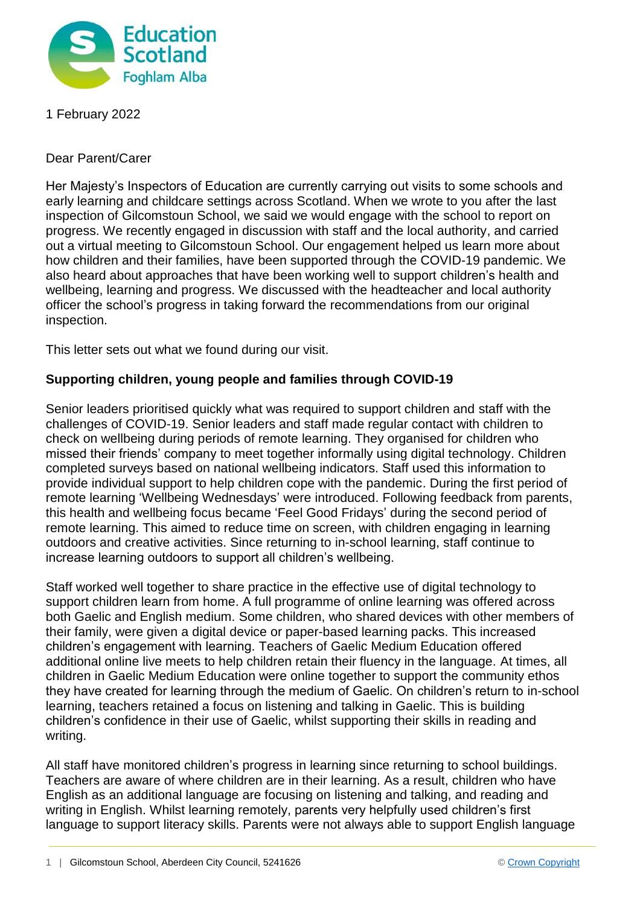1 February 2022

Dear Parent/Carer

Her Majesty's Inspectors of Education are currently carrying out visits to some schools and early learning and childcare settings across Scotland. When we wrote to you after the last inspection of Gilcomstoun School, we said we would engage with the school to report on progress. We recently engaged in discussion with staff and the local authority, and carried out a virtual meeting to Gilcomstoun School. Our engagement helped us learn more about how children and their families, have been supported through the COVID-19 pandemic. We also heard about approaches that have been working well to support children's health and wellbeing, learning and progress. We discussed with the headteacher and local authority officer the school's progress in taking forward the recommendations from our original inspection.

This letter sets out what we found during our visit.

**Supporting children, young people and families through COVID-19**

Senior leaders prioritised quickly what was required to support children and staff with the challenges of COVID-19. Senior leaders and staff made regular contact with children to check on wellbeing during periods of remote learning. They organised for children who missed their friends' company to meet together informally using digital technology. Children completed surveys based on national wellbeing indicators. Staff used this information to provide individual support to help children cope with the pandemic. During the first period of remote learning 'Wellbeing Wednesdays' were introduced. Following feedback from parents, this health and wellbeing focus became 'Feel Good Fridays' during the second period of remote learning. This aimed to reduce time on screen, with children engaging in learning outdoors and creative activities. Since returning to in-school learning, staff continue to increase learning outdoors to support all children's wellbeing.

Staff worked well together to share practice in the effective use of digital technology to support children learn from home. A full programme of online learning was offered across both Gaelic and English medium. Some children, who shared devices with other members of their family, were given a digital device or paper-based learning packs. This increased children's engagement with learning. Teachers of Gaelic Medium Education offered additional online live meets to help children retain their fluency in the language. At times, all children in Gaelic Medium Education were online together to support the community ethos they have created for learning through the medium of Gaelic. On children's return to in-school learning, teachers retained a focus on listening and talking in Gaelic. This is building children's confidence in their use of Gaelic, whilst supporting their skills in reading and writing.

All staff have monitored children's progress in learning since returning to school buildings. Teachers are aware of where children are in their learning. As a result, children who have English as an additional language are focusing on listening and talking, and reading and writing in English. Whilst learning remotely, parents very helpfully used children's first language to support literacy skills. Parents were not always able to support English language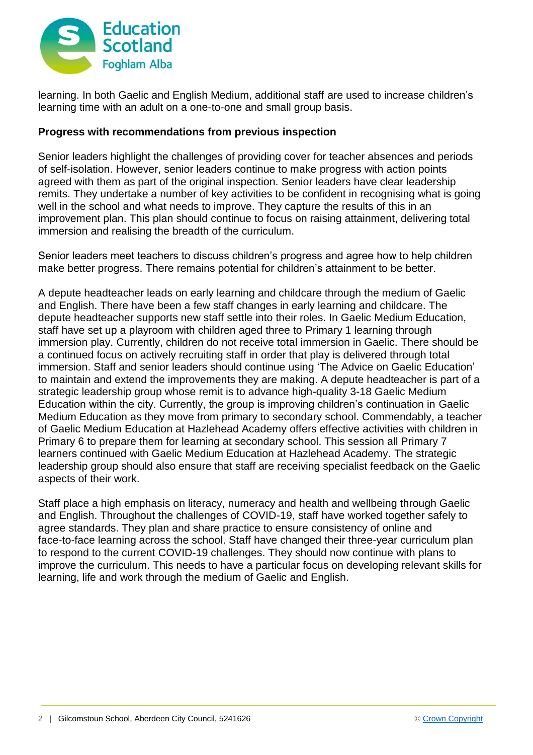learning. In both Gaelic and English Medium, additional staff are used to increase children's learning time with an adult on a one-to-one and small group basis.

**Progress with recommendations from previous inspection**

Senior leaders highlight the challenges of providing cover for teacher absences and periods of self-isolation. However, senior leaders continue to make progress with action points agreed with them as part of the original inspection. Senior leaders have clear leadership remits. They undertake a number of key activities to be confident in recognising what is going well in the school and what needs to improve. They capture the results of this in an improvement plan. This plan should continue to focus on raising attainment, delivering total immersion and realising the breadth of the curriculum.

Senior leaders meet teachers to discuss children's progress and agree how to help children make better progress. There remains potential for children's attainment to be better.

A depute headteacher leads on early learning and childcare through the medium of Gaelic and English. There have been a few staff changes in early learning and childcare. The depute headteacher supports new staff settle into their roles. In Gaelic Medium Education, staff have set up a playroom with children aged three to Primary 1 learning through immersion play. Currently, children do not receive total immersion in Gaelic. There should be a continued focus on actively recruiting staff in order that play is delivered through total immersion. Staff and senior leaders should continue using 'The Advice on Gaelic Education' to maintain and extend the improvements they are making. A depute headteacher is part of a strategic leadership group whose remit is to advance high-quality 3-18 Gaelic Medium Education within the city. Currently, the group is improving children's continuation in Gaelic Medium Education as they move from primary to secondary school. Commendably, a teacher of Gaelic Medium Education at Hazlehead Academy offers effective activities with children in Primary 6 to prepare them for learning at secondary school. This session all Primary 7 learners continued with Gaelic Medium Education at Hazlehead Academy. The strategic leadership group should also ensure that staff are receiving specialist feedback on the Gaelic aspects of their work.

Staff place a high emphasis on literacy, numeracy and health and wellbeing through Gaelic and English. Throughout the challenges of COVID-19, staff have worked together safely to agree standards. They plan and share practice to ensure consistency of online and face-to-face learning across the school. Staff have changed their three-year curriculum plan to respond to the current COVID-19 challenges. They should now continue with plans to improve the curriculum. This needs to have a particular focus on developing relevant skills for learning, life and work through the medium of Gaelic and English.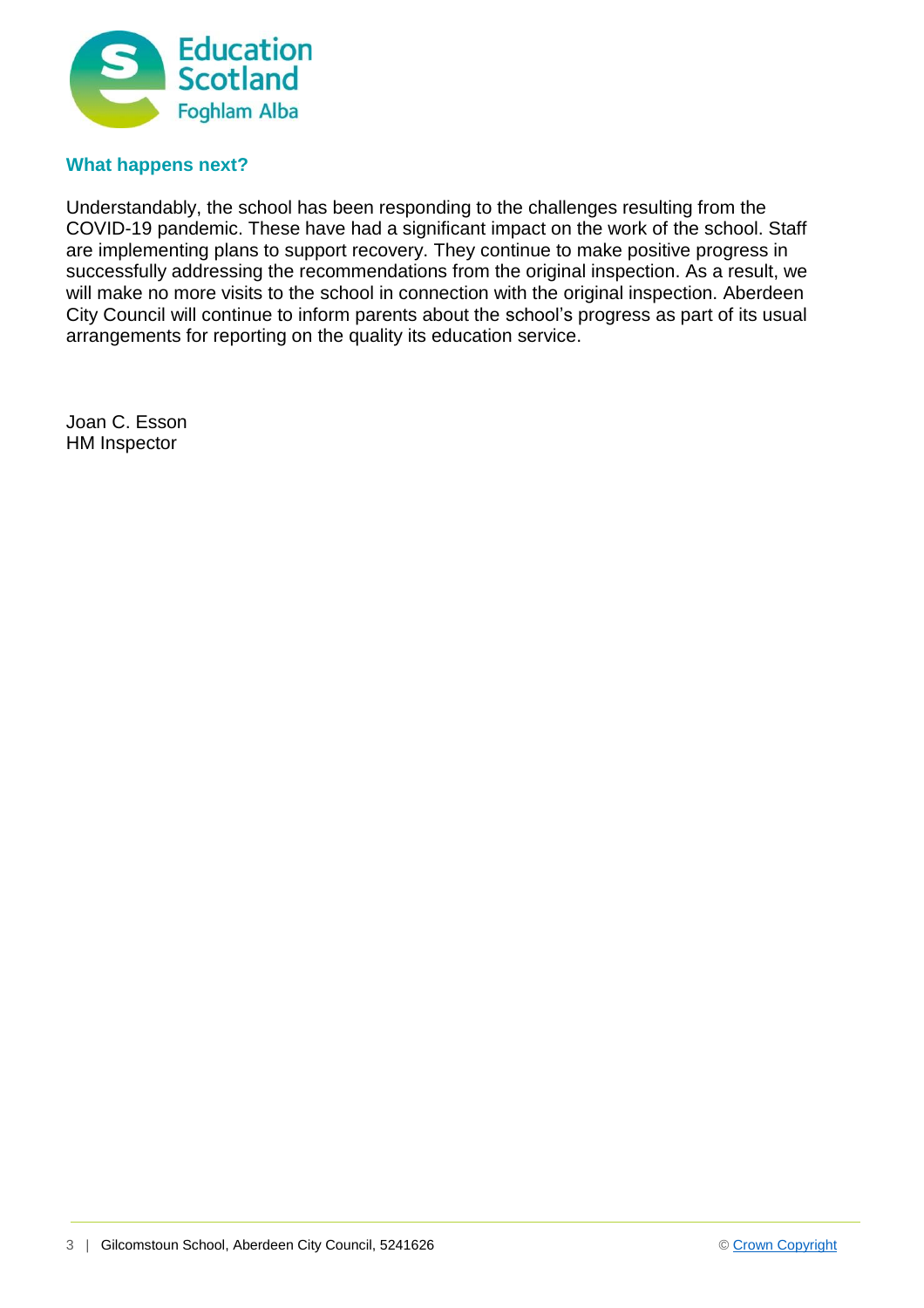## What happens next?

Understandably, the school has been responding to the challenges resulting from the COVID-19 pandemic. These have had a significant impact on the work of the school. Staff are implementing plans to support recovery. They continue to make positive progress in successfully addressing the recommendations from the original inspection. As a result, we will make no more visits to the school in connection with the original inspection. Aberdeen City Council will continue to inform parents about the school's progress as part of its usual arrangements for reporting on the quality its education service.

Joan C. Esson
HM Inspector